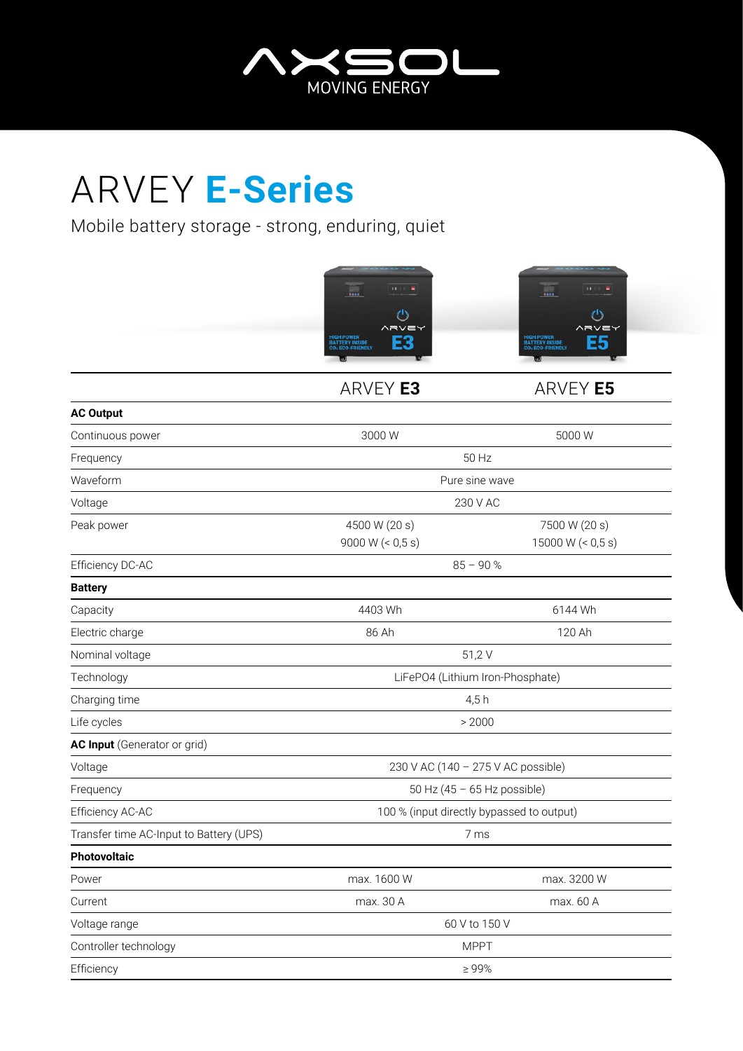AXSOL
MOVING ENERGY

# ARVEY **E-Series**

Mobile battery storage - strong, enduring, quiet

| | ARVEY **E3** | ARVEY **E5** |
|---|---|---|
| **AC Output** | | |
| Continuous power | 3000 W | 5000 W |
| Frequency | 50 Hz | |
| Waveform | Pure sine wave | |
| Voltage | 230 V AC | |
| Peak power | 4500 W (20 s)<br>9000 W (< 0,5 s) | 7500 W (20 s)<br>15000 W (< 0,5 s) |
| Efficiency DC-AC | 85 – 90 % | |
| **Battery** | | |
| Capacity | 4403 Wh | 6144 Wh |
| Electric charge | 86 Ah | 120 Ah |
| Nominal voltage | 51,2 V | |
| Technology | LiFePO4 (Lithium Iron-Phosphate) | |
| Charging time | 4,5 h | |
| Life cycles | > 2000 | |
| **AC Input** (Generator or grid) | | |
| Voltage | 230 V AC (140 – 275 V AC possible) | |
| Frequency | 50 Hz (45 – 65 Hz possible) | |
| Efficiency AC-AC | 100 % (input directly bypassed to output) | |
| Transfer time AC-Input to Battery (UPS) | 7 ms | |
| **Photovoltaic** | | |
| Power | max. 1600 W | max. 3200 W |
| Current | max. 30 A | max. 60 A |
| Voltage range | 60 V to 150 V | |
| Controller technology | MPPT | |
| Efficiency | ≥ 99% | |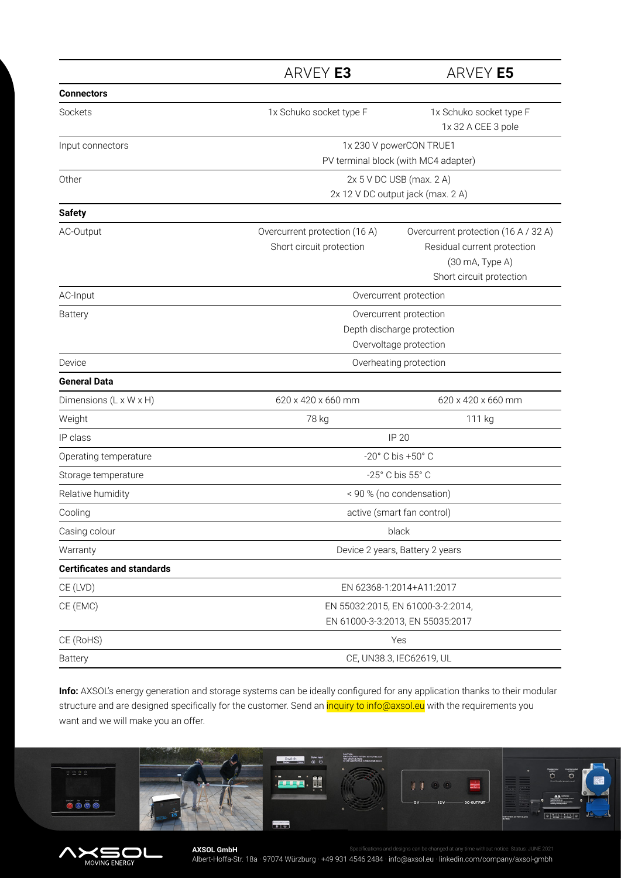| | ARVEY **E3** | ARVEY **E5** |
|---|---|---|
| **Connectors** | | |
| Sockets | 1x Schuko socket type F | 1x Schuko socket type F<br>1x 32 A CEE 3 pole |
| Input connectors | 1x 230 V powerCON TRUE1<br>PV terminal block (with MC4 adapter) | |
| Other | 2x 5 V DC USB (max. 2 A)<br>2x 12 V DC output jack (max. 2 A) | |
| **Safety** | | |
| AC-Output | Overcurrent protection (16 A)<br>Short circuit protection | Overcurrent protection (16 A / 32 A)<br>Residual current protection<br>(30 mA, Type A)<br>Short circuit protection |
| AC-Input | Overcurrent protection | |
| Battery | Overcurrent protection<br>Depth discharge protection<br>Overvoltage protection | |
| Device | Overheating protection | |
| **General Data** | | |
| Dimensions (L x W x H) | 620 x 420 x 660 mm | 620 x 420 x 660 mm |
| Weight | 78 kg | 111 kg |
| IP class | IP 20 | |
| Operating temperature | -20° C bis +50° C | |
| Storage temperature | -25° C bis 55° C | |
| Relative humidity | < 90 % (no condensation) | |
| Cooling | active (smart fan control) | |
| Casing colour | black | |
| Warranty | Device 2 years, Battery 2 years | |
| **Certificates and standards** | | |
| CE (LVD) | EN 62368-1:2014+A11:2017 | |
| CE (EMC) | EN 55032:2015, EN 61000-3-2:2014,<br>EN 61000-3-3:2013, EN 55035:2017 | |
| CE (RoHS) | Yes | |
| Battery | CE, UN38.3, IEC62619, UL | |

**Info:** AXSOL's energy generation and storage systems can be ideally configured for any application thanks to their modular structure and are designed specifically for the customer. Send an inquiry to info@axsol.eu with the requirements you want and we will make you an offer.

**AXSOL GmbH**
Albert-Hoffa-Str. 18a · 97074 Würzburg · +49 931 4546 2484 · info@axsol.eu · linkedin.com/company/axsol-gmbh

Specifications and designs can be changed at any time without notice. Status: JUNE 2021